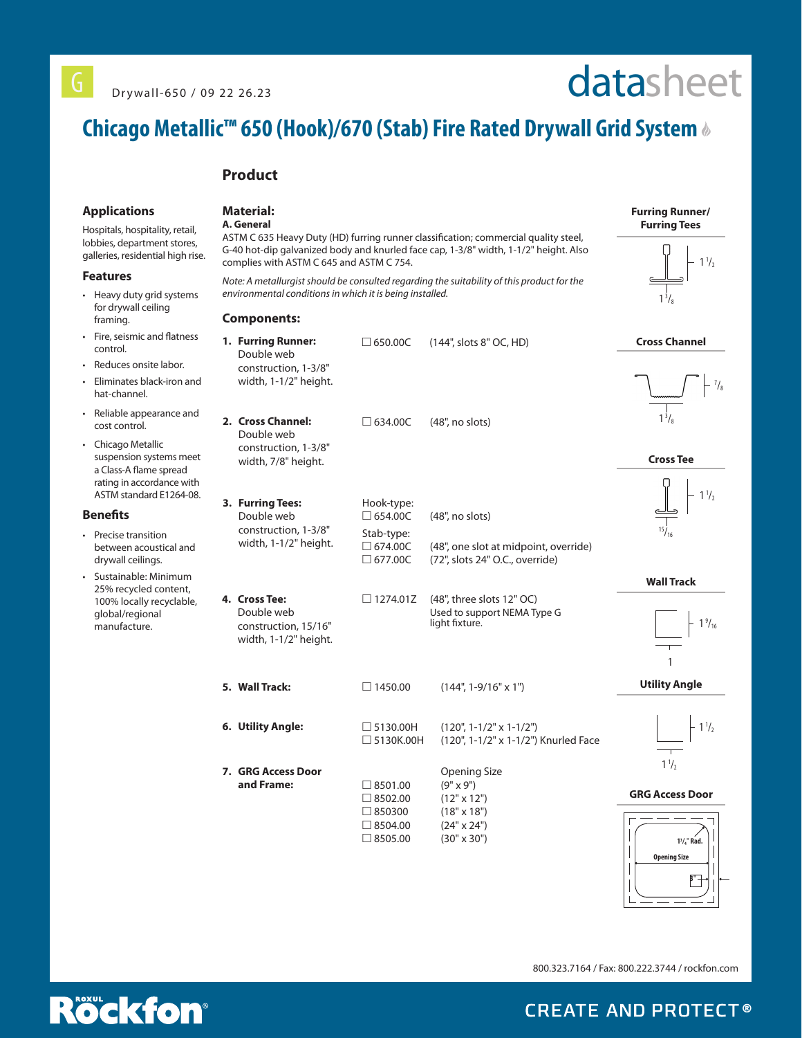G

Drywall-650 / 09 22 26.23

datasheet

# Chicago Metallic™ 650 (Hook)/670 (Stab) Fire Rated Drywall Grid System

## Applications

Hospitals, hospitality, retail, lobbies, department stores, galleries, residential high rise.

## Features

- Heavy duty grid systems for drywall ceiling framing.
- Fire, seismic and flatness control.
- Reduces onsite labor.
- Eliminates black-iron and hat-channel.
- Reliable appearance and cost control.
- Chicago Metallic suspension systems meet a Class-A flame spread rating in accordance with ASTM standard E1264-08.

## Benefits

- Precise transition between acoustical and drywall ceilings.
- Sustainable: Minimum 25% recycled content, 100% locally recyclable, global/regional manufacture.

## Product

### Material:

**A. General**

ASTM C 635 Heavy Duty (HD) furring runner classification; commercial quality steel, G-40 hot-dip galvanized body and knurled face cap, 1-3/8" width, 1-1/2" height. Also complies with ASTM C 645 and ASTM C 754.

*Note: A metallurgist should be consulted regarding the suitability of this product for the environmental conditions in which it is being installed.*

### Components:

| Component | Item | Description |
|---|---|---|
| 1. **Furring Runner:** Double web construction, 1-3/8" width, 1-1/2" height. | ☐ 650.00C | (144", slots 8" OC, HD) |
| 2. **Cross Channel:** Double web construction, 1-3/8" width, 7/8" height. | ☐ 634.00C | (48", no slots) |
| 3. **Furring Tees:** Double web construction, 1-3/8" width, 1-1/2" height. | Hook-type: ☐ 654.00C | (48", no slots) |
| | Stab-type: ☐ 674.00C | (48", one slot at midpoint, override) |
| | ☐ 677.00C | (72", slots 24" O.C., override) |
| 4. **Cross Tee:** Double web construction, 15/16" width, 1-1/2" height. | ☐ 1274.01Z | (48", three slots 12" OC) Used to support NEMA Type G light fixture. |
| 5. **Wall Track:** | ☐ 1450.00 | (144", 1-9/16" x 1") |
| 6. **Utility Angle:** | ☐ 5130.00H | (120", 1-1/2" x 1-1/2") |
| | ☐ 5130K.00H | (120", 1-1/2" x 1-1/2") Knurled Face |
| 7. **GRG Access Door and Frame:** | | Opening Size |
| | ☐ 8501.00 | (9" x 9") |
| | ☐ 8502.00 | (12" x 12") |
| | ☐ 850300 | (18" x 18") |
| | ☐ 8504.00 | (24" x 24") |
| | ☐ 8505.00 | (30" x 30") |

**Furring Runner/ Furring Tees**

$1\frac{1}{2}$ — $1\frac{3}{8}$

**Cross Channel**

$\frac{7}{8}$ — $1\frac{3}{8}$

**Cross Tee**

$1\frac{1}{2}$ — $\frac{15}{16}$

**Wall Track**

$1\frac{9}{16}$ — 1

**Utility Angle**

$1\frac{1}{2}$ — $1\frac{1}{2}$

**GRG Access Door**

$1\frac{1}{4}$" Rad.

Opening Size

800.323.7164 / Fax: 800.222.3744 / rockfon.com

ROXUL Rockfon®

CREATE AND PROTECT®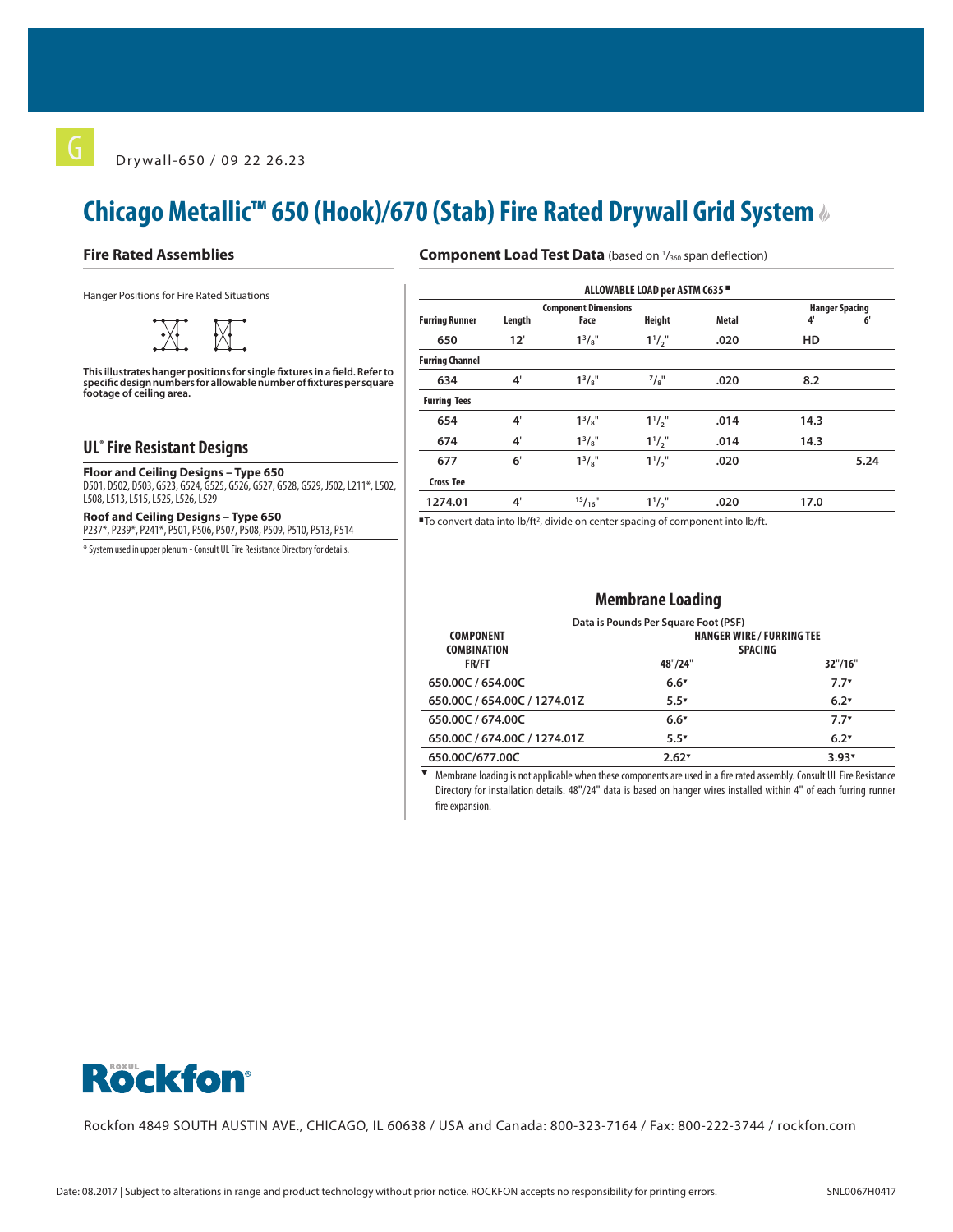G

Drywall-650 / 09 22 26.23

# Chicago Metallic™ 650 (Hook)/670 (Stab) Fire Rated Drywall Grid System

## Fire Rated Assemblies

Hanger Positions for Fire Rated Situations

**This illustrates hanger positions for single fixtures in a field. Refer to specific design numbers for allowable number of fixtures per square footage of ceiling area.**

## UL® Fire Resistant Designs

**Floor and Ceiling Designs – Type 650**
D501, D502, D503, G523, G524, G525, G526, G527, G528, G529, J502, L211*, L502, L508, L513, L515, L525, L526, L529

**Roof and Ceiling Designs – Type 650**
P237*, P239*, P241*, P501, P506, P507, P508, P509, P510, P513, P514

\* System used in upper plenum - Consult UL Fire Resistance Directory for details.

## Component Load Test Data (based on 1/360 span deflection)

| ALLOWABLE LOAD per ASTM C635 ■ | | | | | | |
|---|---|---|---|---|---|---|
| | Component Dimensions | | | | Hanger Spacing | |
| **Furring Runner** | **Length** | **Face** | **Height** | **Metal** | **4'** | **6'** |
| 650 | 12' | 1 3/8" | 1 1/2" | .020 | HD | |
| **Furring Channel** | | | | | | |
| 634 | 4' | 1 3/8" | 7/8" | .020 | 8.2 | |
| **Furring Tees** | | | | | | |
| 654 | 4' | 1 3/8" | 1 1/2" | .014 | 14.3 | |
| 674 | 4' | 1 3/8" | 1 1/2" | .014 | 14.3 | |
| 677 | 6' | 1 3/8" | 1 1/2" | .020 | | 5.24 |
| **Cross Tee** | | | | | | |
| 1274.01 | 4' | 15/16" | 1 1/2" | .020 | 17.0 | |

■ To convert data into lb/ft², divide on center spacing of component into lb/ft.

## Membrane Loading

| COMPONENT COMBINATION FR/FT | Data is Pounds Per Square Foot (PSF) HANGER WIRE / FURRING TEE SPACING 48"/24" | 32"/16" |
|---|---|---|
| 650.00C / 654.00C | 6.6▼ | 7.7▼ |
| 650.00C / 654.00C / 1274.01Z | 5.5▼ | 6.2▼ |
| 650.00C / 674.00C | 6.6▼ | 7.7▼ |
| 650.00C / 674.00C / 1274.01Z | 5.5▼ | 6.2▼ |
| 650.00C/677.00C | 2.62▼ | 3.93▼ |

▼ Membrane loading is not applicable when these components are used in a fire rated assembly. Consult UL Fire Resistance Directory for installation details. 48"/24" data is based on hanger wires installed within 4" of each furring runner fire expansion.

ROXUL Rockfon®

Rockfon 4849 SOUTH AUSTIN AVE., CHICAGO, IL 60638 / USA and Canada: 800-323-7164 / Fax: 800-222-3744 / rockfon.com

Date: 08.2017 | Subject to alterations in range and product technology without prior notice. ROCKFON accepts no responsibility for printing errors.

SNL0067H0417